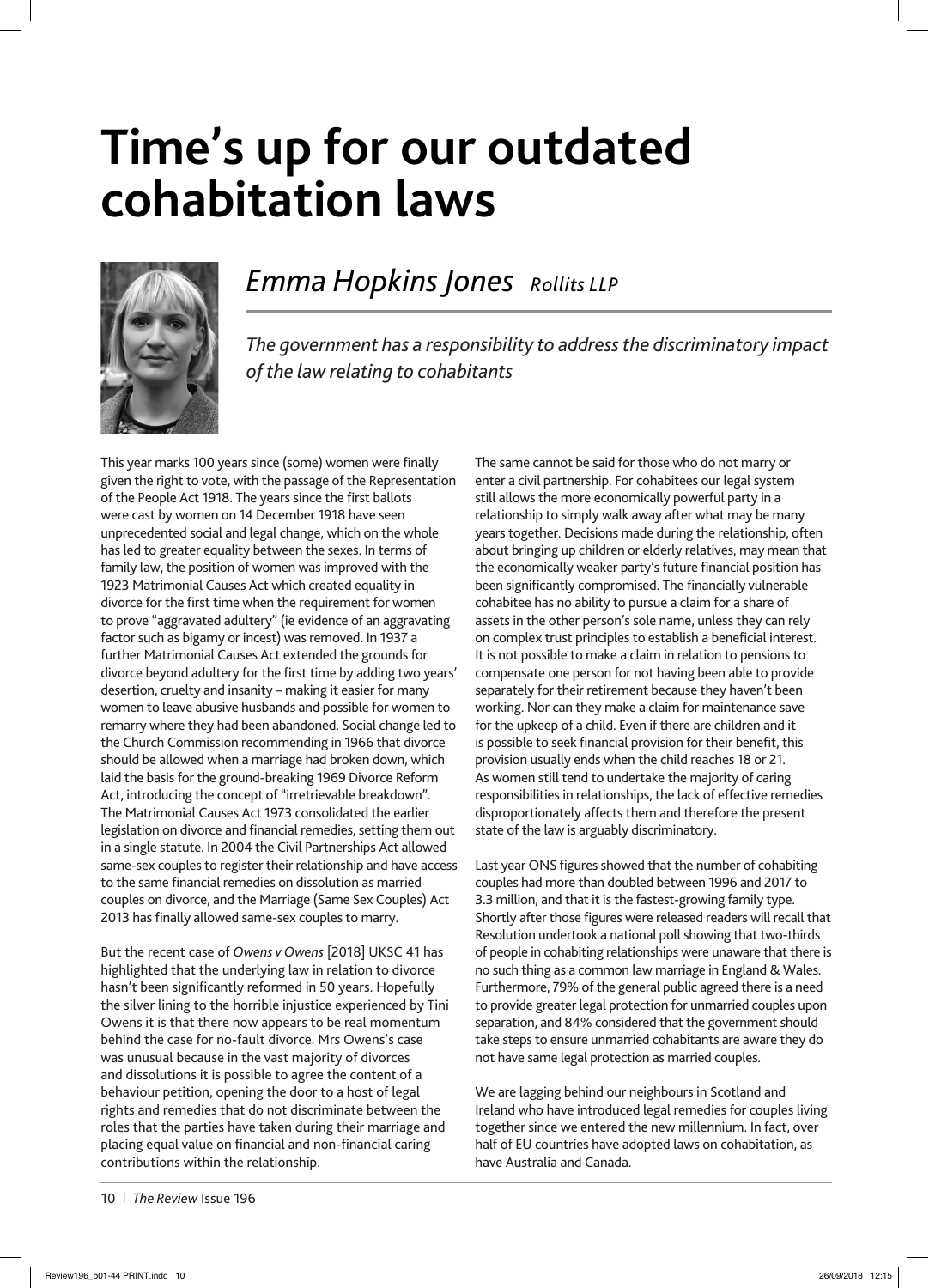# Time's up for our outdated cohabitation laws

## *Emma Hopkins Jones* *Rollits LLP*

*The government has a responsibility to address the discriminatory impact of the law relating to cohabitants*

This year marks 100 years since (some) women were finally given the right to vote, with the passage of the Representation of the People Act 1918. The years since the first ballots were cast by women on 14 December 1918 have seen unprecedented social and legal change, which on the whole has led to greater equality between the sexes. In terms of family law, the position of women was improved with the 1923 Matrimonial Causes Act which created equality in divorce for the first time when the requirement for women to prove "aggravated adultery" (ie evidence of an aggravating factor such as bigamy or incest) was removed. In 1937 a further Matrimonial Causes Act extended the grounds for divorce beyond adultery for the first time by adding two years' desertion, cruelty and insanity – making it easier for many women to leave abusive husbands and possible for women to remarry where they had been abandoned. Social change led to the Church Commission recommending in 1966 that divorce should be allowed when a marriage had broken down, which laid the basis for the ground-breaking 1969 Divorce Reform Act, introducing the concept of "irretrievable breakdown". The Matrimonial Causes Act 1973 consolidated the earlier legislation on divorce and financial remedies, setting them out in a single statute. In 2004 the Civil Partnerships Act allowed same-sex couples to register their relationship and have access to the same financial remedies on dissolution as married couples on divorce, and the Marriage (Same Sex Couples) Act 2013 has finally allowed same-sex couples to marry.

But the recent case of *Owens v Owens* [2018] UKSC 41 has highlighted that the underlying law in relation to divorce hasn't been significantly reformed in 50 years. Hopefully the silver lining to the horrible injustice experienced by Tini Owens it is that there now appears to be real momentum behind the case for no-fault divorce. Mrs Owens's case was unusual because in the vast majority of divorces and dissolutions it is possible to agree the content of a behaviour petition, opening the door to a host of legal rights and remedies that do not discriminate between the roles that the parties have taken during their marriage and placing equal value on financial and non-financial caring contributions within the relationship.

The same cannot be said for those who do not marry or enter a civil partnership. For cohabitees our legal system still allows the more economically powerful party in a relationship to simply walk away after what may be many years together. Decisions made during the relationship, often about bringing up children or elderly relatives, may mean that the economically weaker party's future financial position has been significantly compromised. The financially vulnerable cohabitee has no ability to pursue a claim for a share of assets in the other person's sole name, unless they can rely on complex trust principles to establish a beneficial interest. It is not possible to make a claim in relation to pensions to compensate one person for not having been able to provide separately for their retirement because they haven't been working. Nor can they make a claim for maintenance save for the upkeep of a child. Even if there are children and it is possible to seek financial provision for their benefit, this provision usually ends when the child reaches 18 or 21. As women still tend to undertake the majority of caring responsibilities in relationships, the lack of effective remedies disproportionately affects them and therefore the present state of the law is arguably discriminatory.

Last year ONS figures showed that the number of cohabiting couples had more than doubled between 1996 and 2017 to 3.3 million, and that it is the fastest-growing family type. Shortly after those figures were released readers will recall that Resolution undertook a national poll showing that two-thirds of people in cohabiting relationships were unaware that there is no such thing as a common law marriage in England & Wales. Furthermore, 79% of the general public agreed there is a need to provide greater legal protection for unmarried couples upon separation, and 84% considered that the government should take steps to ensure unmarried cohabitants are aware they do not have same legal protection as married couples.

We are lagging behind our neighbours in Scotland and Ireland who have introduced legal remedies for couples living together since we entered the new millennium. In fact, over half of EU countries have adopted laws on cohabitation, as have Australia and Canada.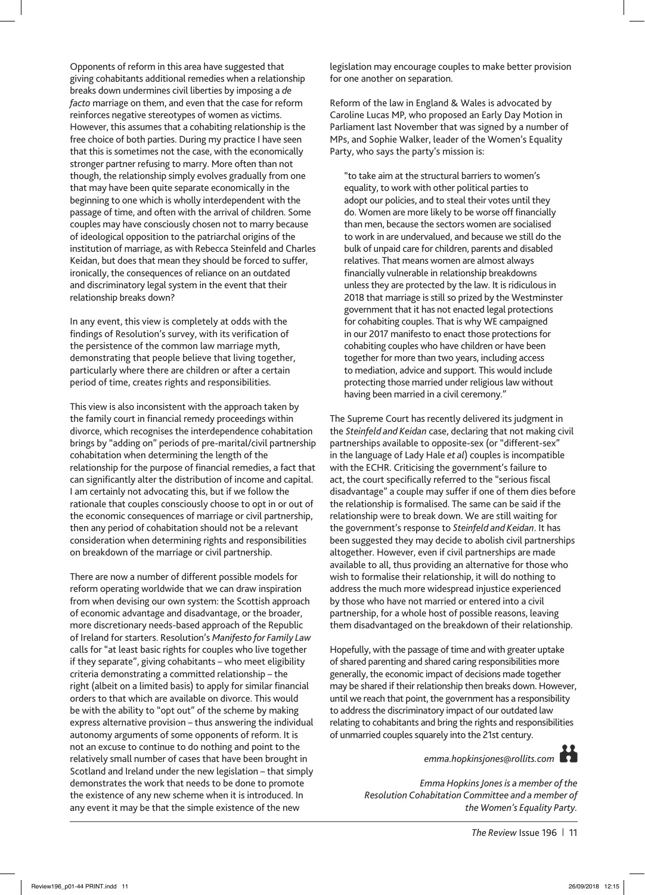Opponents of reform in this area have suggested that giving cohabitants additional remedies when a relationship breaks down undermines civil liberties by imposing a *de facto* marriage on them, and even that the case for reform reinforces negative stereotypes of women as victims. However, this assumes that a cohabiting relationship is the free choice of both parties. During my practice I have seen that this is sometimes not the case, with the economically stronger partner refusing to marry. More often than not though, the relationship simply evolves gradually from one that may have been quite separate economically in the beginning to one which is wholly interdependent with the passage of time, and often with the arrival of children. Some couples may have consciously chosen not to marry because of ideological opposition to the patriarchal origins of the institution of marriage, as with Rebecca Steinfeld and Charles Keidan, but does that mean they should be forced to suffer, ironically, the consequences of reliance on an outdated and discriminatory legal system in the event that their relationship breaks down?

In any event, this view is completely at odds with the findings of Resolution's survey, with its verification of the persistence of the common law marriage myth, demonstrating that people believe that living together, particularly where there are children or after a certain period of time, creates rights and responsibilities.

This view is also inconsistent with the approach taken by the family court in financial remedy proceedings within divorce, which recognises the interdependence cohabitation brings by "adding on" periods of pre-marital/civil partnership cohabitation when determining the length of the relationship for the purpose of financial remedies, a fact that can significantly alter the distribution of income and capital. I am certainly not advocating this, but if we follow the rationale that couples consciously choose to opt in or out of the economic consequences of marriage or civil partnership, then any period of cohabitation should not be a relevant consideration when determining rights and responsibilities on breakdown of the marriage or civil partnership.

There are now a number of different possible models for reform operating worldwide that we can draw inspiration from when devising our own system: the Scottish approach of economic advantage and disadvantage, or the broader, more discretionary needs-based approach of the Republic of Ireland for starters. Resolution's *Manifesto for Family Law* calls for "at least basic rights for couples who live together if they separate", giving cohabitants – who meet eligibility criteria demonstrating a committed relationship – the right (albeit on a limited basis) to apply for similar financial orders to that which are available on divorce. This would be with the ability to "opt out" of the scheme by making express alternative provision – thus answering the individual autonomy arguments of some opponents of reform. It is not an excuse to continue to do nothing and point to the relatively small number of cases that have been brought in Scotland and Ireland under the new legislation – that simply demonstrates the work that needs to be done to promote the existence of any new scheme when it is introduced. In any event it may be that the simple existence of the new legislation may encourage couples to make better provision for one another on separation.

Reform of the law in England & Wales is advocated by Caroline Lucas MP, who proposed an Early Day Motion in Parliament last November that was signed by a number of MPs, and Sophie Walker, leader of the Women's Equality Party, who says the party's mission is:

> "to take aim at the structural barriers to women's equality, to work with other political parties to adopt our policies, and to steal their votes until they do. Women are more likely to be worse off financially than men, because the sectors women are socialised to work in are undervalued, and because we still do the bulk of unpaid care for children, parents and disabled relatives. That means women are almost always financially vulnerable in relationship breakdowns unless they are protected by the law. It is ridiculous in 2018 that marriage is still so prized by the Westminster government that it has not enacted legal protections for cohabiting couples. That is why WE campaigned in our 2017 manifesto to enact those protections for cohabiting couples who have children or have been together for more than two years, including access to mediation, advice and support. This would include protecting those married under religious law without having been married in a civil ceremony."

The Supreme Court has recently delivered its judgment in the *Steinfeld and Keidan* case, declaring that not making civil partnerships available to opposite-sex (or "different-sex" in the language of Lady Hale *et al*) couples is incompatible with the ECHR. Criticising the government's failure to act, the court specifically referred to the "serious fiscal disadvantage" a couple may suffer if one of them dies before the relationship is formalised. The same can be said if the relationship were to break down. We are still waiting for the government's response to *Steinfeld and Keidan*. It has been suggested they may decide to abolish civil partnerships altogether. However, even if civil partnerships are made available to all, thus providing an alternative for those who wish to formalise their relationship, it will do nothing to address the much more widespread injustice experienced by those who have not married or entered into a civil partnership, for a whole host of possible reasons, leaving them disadvantaged on the breakdown of their relationship.

Hopefully, with the passage of time and with greater uptake of shared parenting and shared caring responsibilities more generally, the economic impact of decisions made together may be shared if their relationship then breaks down. However, until we reach that point, the government has a responsibility to address the discriminatory impact of our outdated law relating to cohabitants and bring the rights and responsibilities of unmarried couples squarely into the 21st century.

*emma.hopkinsjones@rollits.com*

*Emma Hopkins Jones is a member of the Resolution Cohabitation Committee and a member of the Women's Equality Party.*